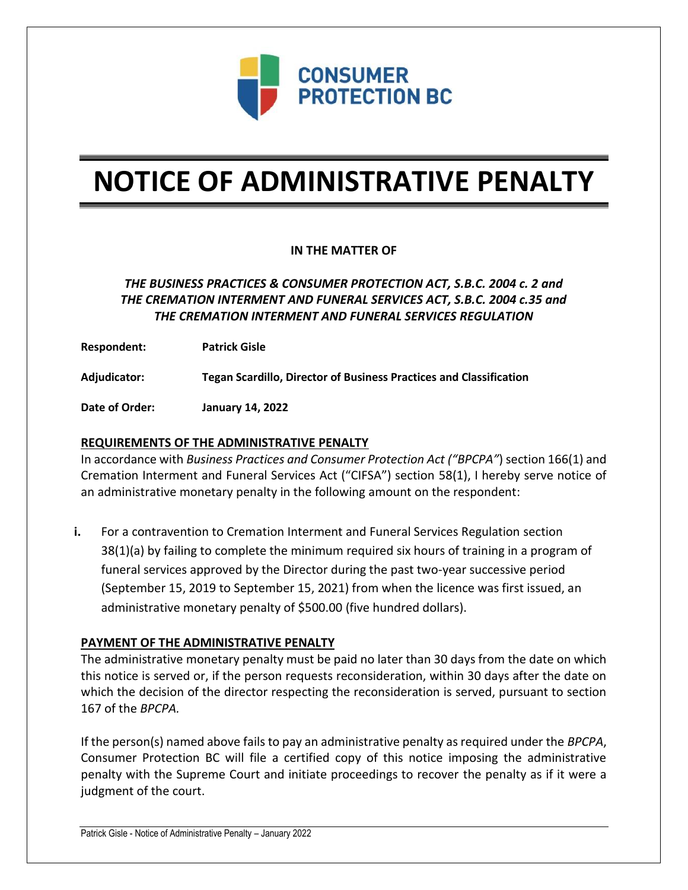CONSUMER PROTECTION BC

# NOTICE OF ADMINISTRATIVE PENALTY

**IN THE MATTER OF**

***THE BUSINESS PRACTICES & CONSUMER PROTECTION ACT, S.B.C. 2004 c. 2 and THE CREMATION INTERMENT AND FUNERAL SERVICES ACT, S.B.C. 2004 c.35 and THE CREMATION INTERMENT AND FUNERAL SERVICES REGULATION***

**Respondent:** **Patrick Gisle**

**Adjudicator:** **Tegan Scardillo, Director of Business Practices and Classification**

**Date of Order:** **January 14, 2022**

## REQUIREMENTS OF THE ADMINISTRATIVE PENALTY

In accordance with *Business Practices and Consumer Protection Act ("BPCPA"*) section 166(1) and Cremation Interment and Funeral Services Act ("CIFSA") section 58(1), I hereby serve notice of an administrative monetary penalty in the following amount on the respondent:

**i.** For a contravention to Cremation Interment and Funeral Services Regulation section 38(1)(a) by failing to complete the minimum required six hours of training in a program of funeral services approved by the Director during the past two-year successive period (September 15, 2019 to September 15, 2021) from when the licence was first issued, an administrative monetary penalty of $500.00 (five hundred dollars).

## PAYMENT OF THE ADMINISTRATIVE PENALTY

The administrative monetary penalty must be paid no later than 30 days from the date on which this notice is served or, if the person requests reconsideration, within 30 days after the date on which the decision of the director respecting the reconsideration is served, pursuant to section 167 of the *BPCPA.*

If the person(s) named above fails to pay an administrative penalty as required under the *BPCPA*, Consumer Protection BC will file a certified copy of this notice imposing the administrative penalty with the Supreme Court and initiate proceedings to recover the penalty as if it were a judgment of the court.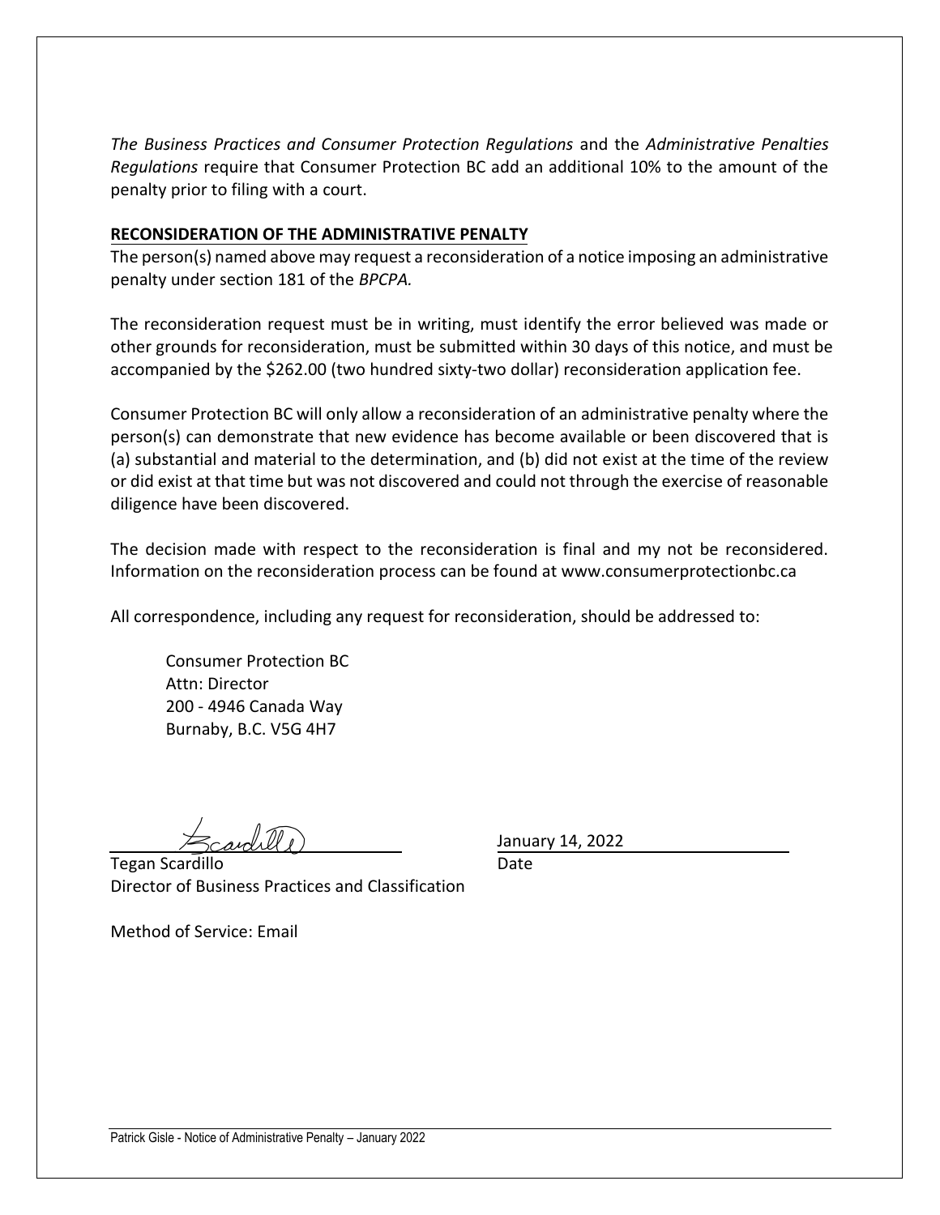*The Business Practices and Consumer Protection Regulations* and the *Administrative Penalties Regulations* require that Consumer Protection BC add an additional 10% to the amount of the penalty prior to filing with a court.

## RECONSIDERATION OF THE ADMINISTRATIVE PENALTY

The person(s) named above may request a reconsideration of a notice imposing an administrative penalty under section 181 of the *BPCPA.*

The reconsideration request must be in writing, must identify the error believed was made or other grounds for reconsideration, must be submitted within 30 days of this notice, and must be accompanied by the $262.00 (two hundred sixty-two dollar) reconsideration application fee.

Consumer Protection BC will only allow a reconsideration of an administrative penalty where the person(s) can demonstrate that new evidence has become available or been discovered that is (a) substantial and material to the determination, and (b) did not exist at the time of the review or did exist at that time but was not discovered and could not through the exercise of reasonable diligence have been discovered.

The decision made with respect to the reconsideration is final and my not be reconsidered. Information on the reconsideration process can be found at www.consumerprotectionbc.ca

All correspondence, including any request for reconsideration, should be addressed to:

Consumer Protection BC
Attn: Director
200 - 4946 Canada Way
Burnaby, B.C. V5G 4H7

Tegan Scardillo
Director of Business Practices and Classification

January 14, 2022
Date

Method of Service: Email

Patrick Gisle - Notice of Administrative Penalty – January 2022